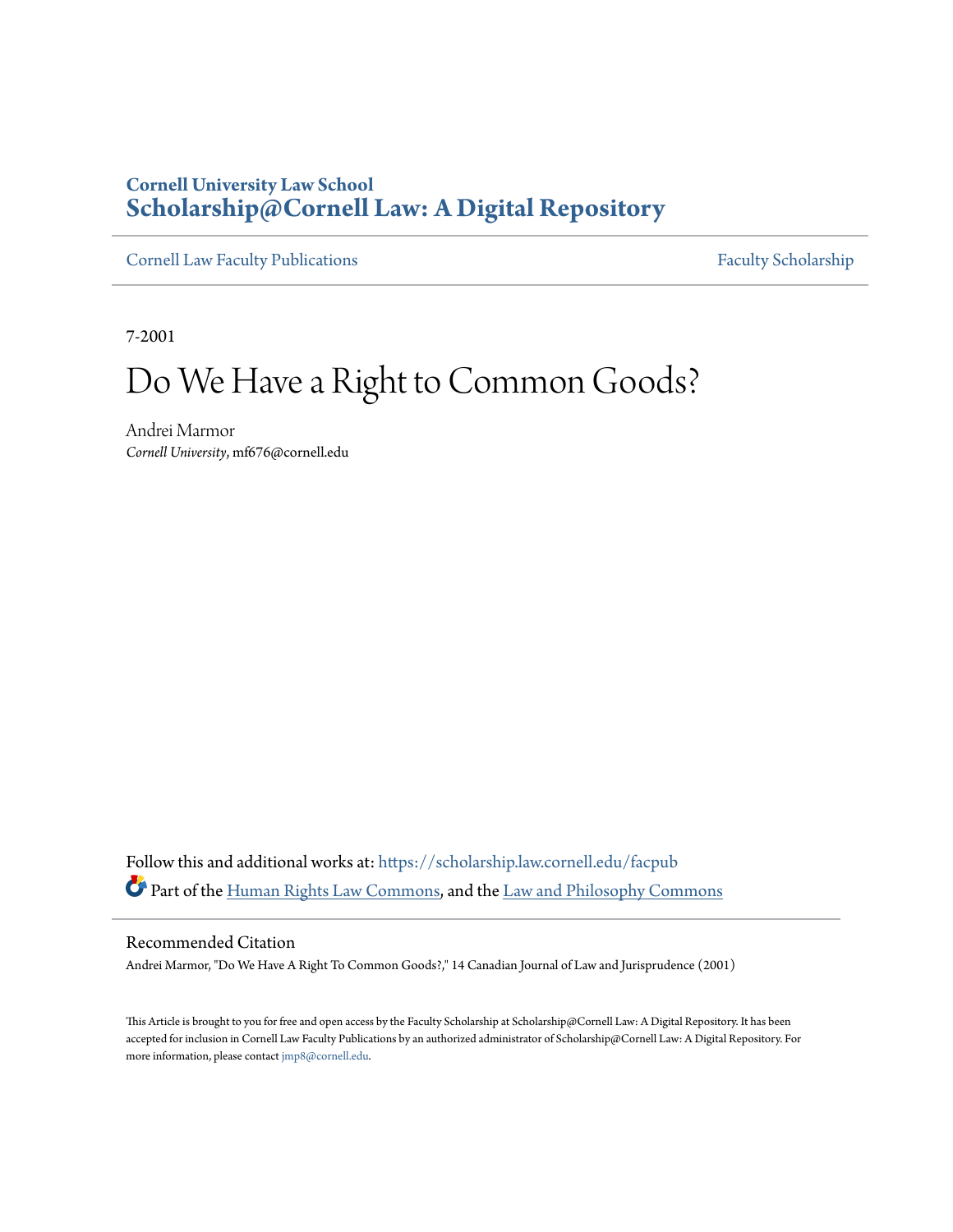# Cornell University Law School
# Scholarship@Cornell Law: A Digital Repository

Cornell Law Faculty Publications | Faculty Scholarship

7-2001

# Do We Have a Right to Common Goods?

Andrei Marmor
*Cornell University*, mf676@cornell.edu

Follow this and additional works at: https://scholarship.law.cornell.edu/facpub

Part of the Human Rights Law Commons, and the Law and Philosophy Commons

## Recommended Citation

Andrei Marmor, "Do We Have A Right To Common Goods?," 14 Canadian Journal of Law and Jurisprudence (2001)

This Article is brought to you for free and open access by the Faculty Scholarship at Scholarship@Cornell Law: A Digital Repository. It has been accepted for inclusion in Cornell Law Faculty Publications by an authorized administrator of Scholarship@Cornell Law: A Digital Repository. For more information, please contact jmp8@cornell.edu.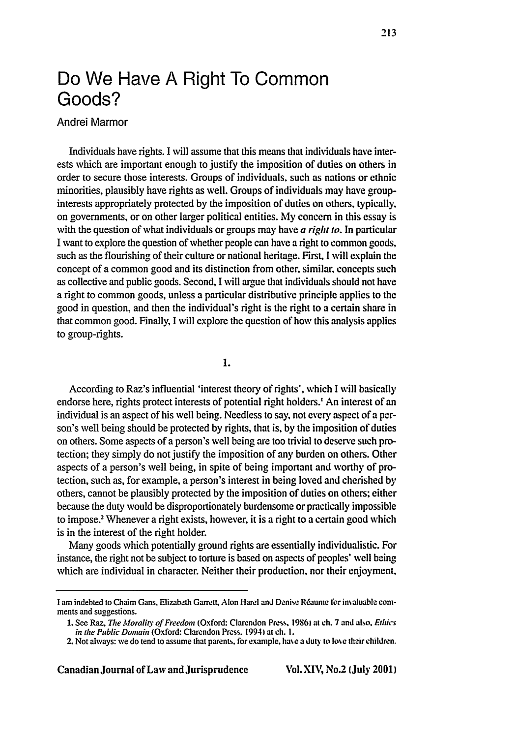# Do We Have A Right To Common Goods?

Andrei Marmor

Individuals have rights. I will assume that this means that individuals have interests which are important enough to justify the imposition of duties on others in order to secure those interests. Groups of individuals, such as nations or ethnic minorities, plausibly have rights as well. Groups of individuals may have group-interests appropriately protected by the imposition of duties on others, typically, on governments, or on other larger political entities. My concern in this essay is with the question of what individuals or groups may have *a right to*. In particular I want to explore the question of whether people can have a right to common goods, such as the flourishing of their culture or national heritage. First, I will explain the concept of a common good and its distinction from other, similar, concepts such as collective and public goods. Second, I will argue that individuals should not have a right to common goods, unless a particular distributive principle applies to the good in question, and then the individual's right is the right to a certain share in that common good. Finally, I will explore the question of how this analysis applies to group-rights.

## 1.

According to Raz's influential 'interest theory of rights', which I will basically endorse here, rights protect interests of potential right holders.[1] An interest of an individual is an aspect of his well being. Needless to say, not every aspect of a person's well being should be protected by rights, that is, by the imposition of duties on others. Some aspects of a person's well being are too trivial to deserve such protection; they simply do not justify the imposition of any burden on others. Other aspects of a person's well being, in spite of being important and worthy of protection, such as, for example, a person's interest in being loved and cherished by others, cannot be plausibly protected by the imposition of duties on others; either because the duty would be disproportionately burdensome or practically impossible to impose.[2] Whenever a right exists, however, it is a right to a certain good which is in the interest of the right holder.

Many goods which potentially ground rights are essentially individualistic. For instance, the right not be subject to torture is based on aspects of peoples' well being which are individual in character. Neither their production, nor their enjoyment,

---

I am indebted to Chaim Gans, Elizabeth Garrett, Alon Harel and Denise Réaume for invaluable comments and suggestions.

1. See Raz, *The Morality of Freedom* (Oxford: Clarendon Press, 1986) at ch. 7 and also, *Ethics in the Public Domain* (Oxford: Clarendon Press, 1994) at ch. 1.

2. Not always: we do tend to assume that parents, for example, have a duty to love their children.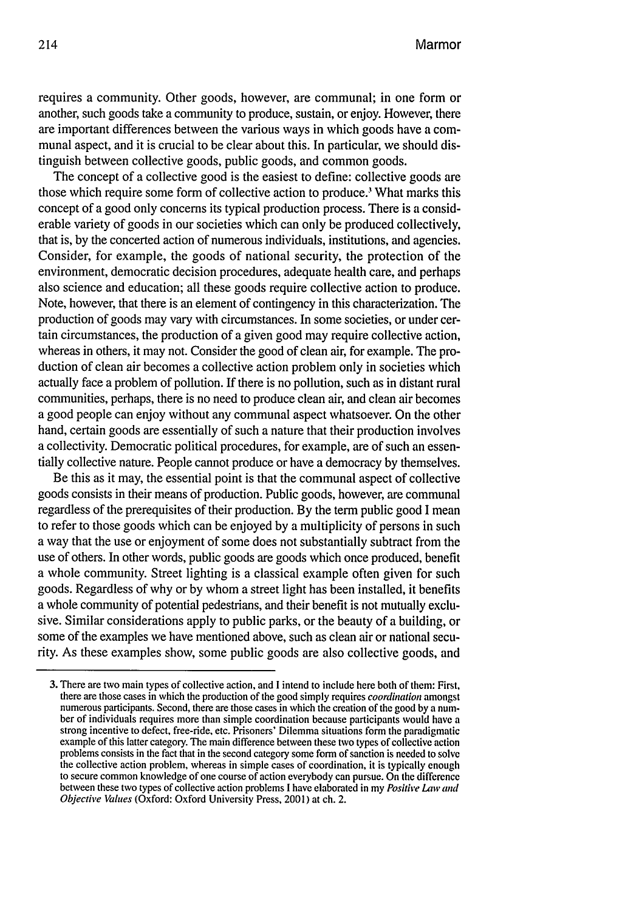requires a community. Other goods, however, are communal; in one form or another, such goods take a community to produce, sustain, or enjoy. However, there are important differences between the various ways in which goods have a communal aspect, and it is crucial to be clear about this. In particular, we should distinguish between collective goods, public goods, and common goods.

The concept of a collective good is the easiest to define: collective goods are those which require some form of collective action to produce.[3] What marks this concept of a good only concerns its typical production process. There is a considerable variety of goods in our societies which can only be produced collectively, that is, by the concerted action of numerous individuals, institutions, and agencies. Consider, for example, the goods of national security, the protection of the environment, democratic decision procedures, adequate health care, and perhaps also science and education; all these goods require collective action to produce. Note, however, that there is an element of contingency in this characterization. The production of goods may vary with circumstances. In some societies, or under certain circumstances, the production of a given good may require collective action, whereas in others, it may not. Consider the good of clean air, for example. The production of clean air becomes a collective action problem only in societies which actually face a problem of pollution. If there is no pollution, such as in distant rural communities, perhaps, there is no need to produce clean air, and clean air becomes a good people can enjoy without any communal aspect whatsoever. On the other hand, certain goods are essentially of such a nature that their production involves a collectivity. Democratic political procedures, for example, are of such an essentially collective nature. People cannot produce or have a democracy by themselves.

Be this as it may, the essential point is that the communal aspect of collective goods consists in their means of production. Public goods, however, are communal regardless of the prerequisites of their production. By the term public good I mean to refer to those goods which can be enjoyed by a multiplicity of persons in such a way that the use or enjoyment of some does not substantially subtract from the use of others. In other words, public goods are goods which once produced, benefit a whole community. Street lighting is a classical example often given for such goods. Regardless of why or by whom a street light has been installed, it benefits a whole community of potential pedestrians, and their benefit is not mutually exclusive. Similar considerations apply to public parks, or the beauty of a building, or some of the examples we have mentioned above, such as clean air or national security. As these examples show, some public goods are also collective goods, and

3. There are two main types of collective action, and I intend to include here both of them: First, there are those cases in which the production of the good simply requires *coordination* amongst numerous participants. Second, there are those cases in which the creation of the good by a number of individuals requires more than simple coordination because participants would have a strong incentive to defect, free-ride, etc. Prisoners' Dilemma situations form the paradigmatic example of this latter category. The main difference between these two types of collective action problems consists in the fact that in the second category some form of sanction is needed to solve the collective action problem, whereas in simple cases of coordination, it is typically enough to secure common knowledge of one course of action everybody can pursue. On the difference between these two types of collective action problems I have elaborated in my *Positive Law and Objective Values* (Oxford: Oxford University Press, 2001) at ch. 2.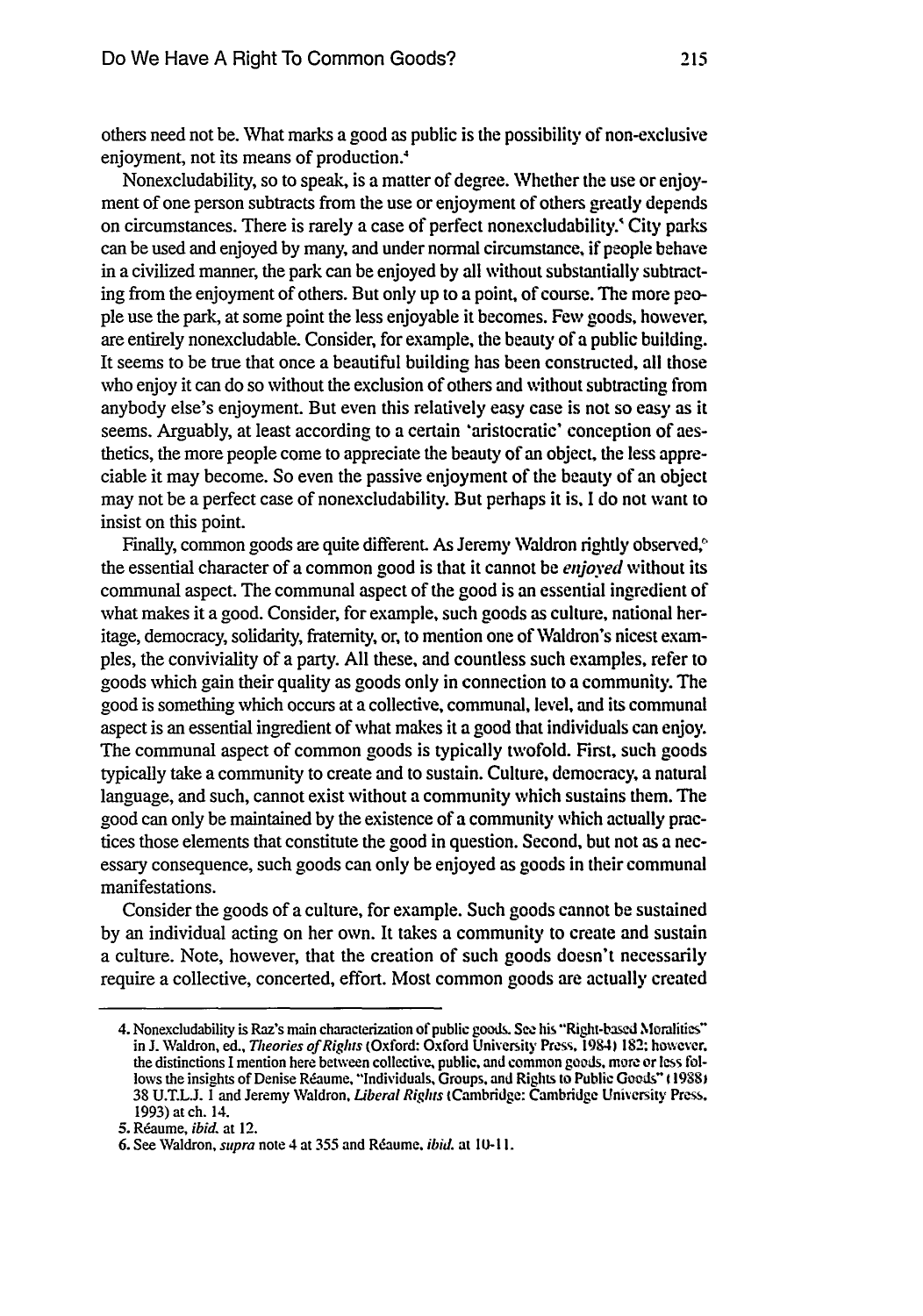others need not be. What marks a good as public is the possibility of non-exclusive enjoyment, not its means of production.[4]

Nonexcludability, so to speak, is a matter of degree. Whether the use or enjoyment of one person subtracts from the use or enjoyment of others greatly depends on circumstances. There is rarely a case of perfect nonexcludability.[5] City parks can be used and enjoyed by many, and under normal circumstance, if people behave in a civilized manner, the park can be enjoyed by all without substantially subtracting from the enjoyment of others. But only up to a point, of course. The more people use the park, at some point the less enjoyable it becomes. Few goods, however, are entirely nonexcludable. Consider, for example, the beauty of a public building. It seems to be true that once a beautiful building has been constructed, all those who enjoy it can do so without the exclusion of others and without subtracting from anybody else's enjoyment. But even this relatively easy case is not so easy as it seems. Arguably, at least according to a certain 'aristocratic' conception of aesthetics, the more people come to appreciate the beauty of an object, the less appreciable it may become. So even the passive enjoyment of the beauty of an object may not be a perfect case of nonexcludability. But perhaps it is. I do not want to insist on this point.

Finally, common goods are quite different. As Jeremy Waldron rightly observed,[6] the essential character of a common good is that it cannot be *enjoyed* without its communal aspect. The communal aspect of the good is an essential ingredient of what makes it a good. Consider, for example, such goods as culture, national heritage, democracy, solidarity, fraternity, or, to mention one of Waldron's nicest examples, the conviviality of a party. All these, and countless such examples, refer to goods which gain their quality as goods only in connection to a community. The good is something which occurs at a collective, communal, level, and its communal aspect is an essential ingredient of what makes it a good that individuals can enjoy. The communal aspect of common goods is typically twofold. First, such goods typically take a community to create and to sustain. Culture, democracy, a natural language, and such, cannot exist without a community which sustains them. The good can only be maintained by the existence of a community which actually practices those elements that constitute the good in question. Second, but not as a necessary consequence, such goods can only be enjoyed as goods in their communal manifestations.

Consider the goods of a culture, for example. Such goods cannot be sustained by an individual acting on her own. It takes a community to create and sustain a culture. Note, however, that the creation of such goods doesn't necessarily require a collective, concerted, effort. Most common goods are actually created

---

4. Nonexcludability is Raz's main characterization of public goods. See his "Right-based Moralities" in J. Waldron, ed., *Theories of Rights* (Oxford: Oxford University Press, 1984) 182; however, the distinctions I mention here between collective, public, and common goods, more or less follows the insights of Denise Réaume, "Individuals, Groups, and Rights to Public Goods" (1988) 38 U.T.L.J. 1 and Jeremy Waldron, *Liberal Rights* (Cambridge: Cambridge University Press, 1993) at ch. 14.

5. Réaume, *ibid.* at 12.

6. See Waldron, *supra* note 4 at 355 and Réaume, *ibid.* at 10-11.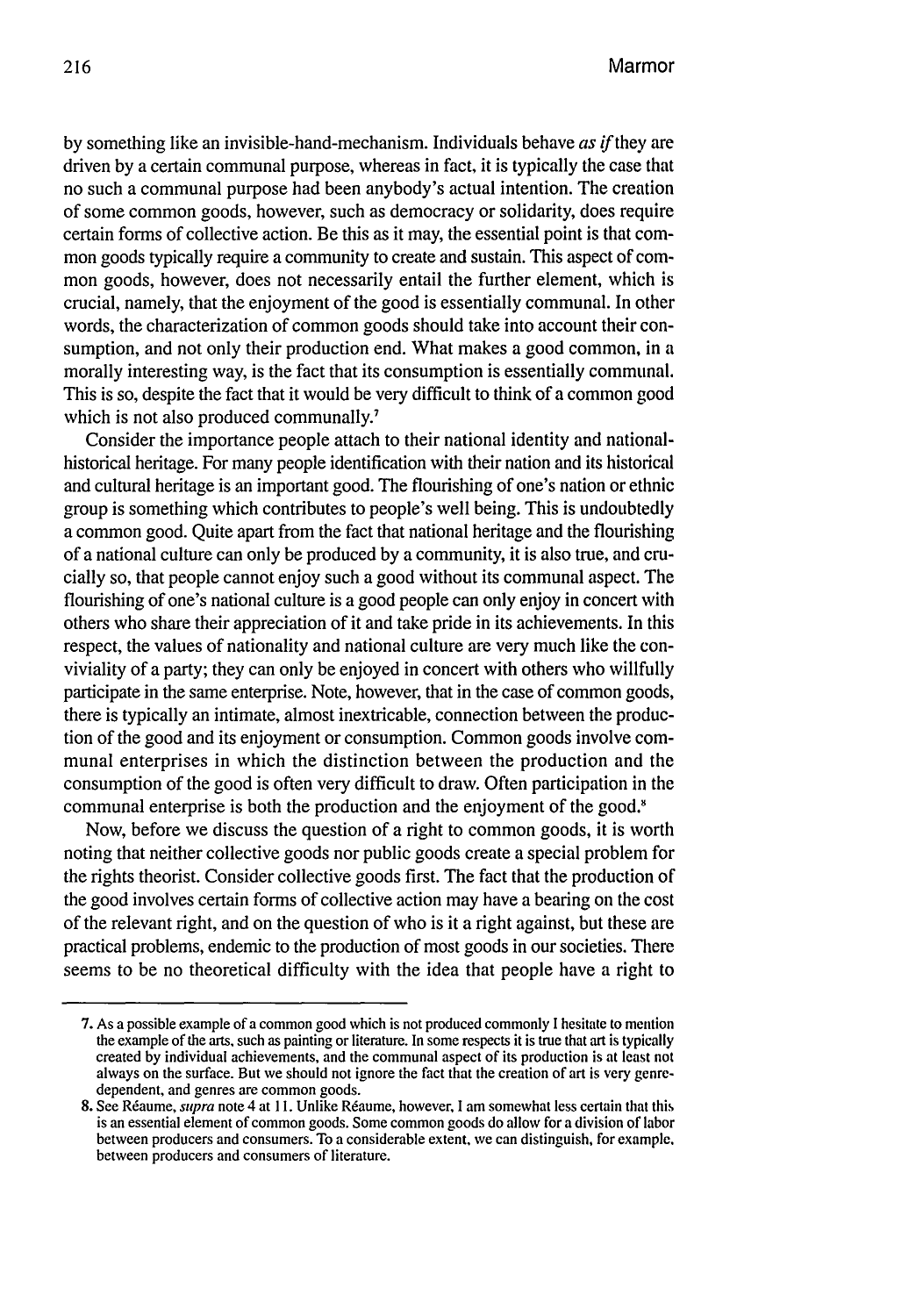by something like an invisible-hand-mechanism. Individuals behave *as if* they are driven by a certain communal purpose, whereas in fact, it is typically the case that no such a communal purpose had been anybody's actual intention. The creation of some common goods, however, such as democracy or solidarity, does require certain forms of collective action. Be this as it may, the essential point is that common goods typically require a community to create and sustain. This aspect of common goods, however, does not necessarily entail the further element, which is crucial, namely, that the enjoyment of the good is essentially communal. In other words, the characterization of common goods should take into account their consumption, and not only their production end. What makes a good common, in a morally interesting way, is the fact that its consumption is essentially communal. This is so, despite the fact that it would be very difficult to think of a common good which is not also produced communally.[7]

Consider the importance people attach to their national identity and national-historical heritage. For many people identification with their nation and its historical and cultural heritage is an important good. The flourishing of one's nation or ethnic group is something which contributes to people's well being. This is undoubtedly a common good. Quite apart from the fact that national heritage and the flourishing of a national culture can only be produced by a community, it is also true, and crucially so, that people cannot enjoy such a good without its communal aspect. The flourishing of one's national culture is a good people can only enjoy in concert with others who share their appreciation of it and take pride in its achievements. In this respect, the values of nationality and national culture are very much like the conviviality of a party; they can only be enjoyed in concert with others who willfully participate in the same enterprise. Note, however, that in the case of common goods, there is typically an intimate, almost inextricable, connection between the production of the good and its enjoyment or consumption. Common goods involve communal enterprises in which the distinction between the production and the consumption of the good is often very difficult to draw. Often participation in the communal enterprise is both the production and the enjoyment of the good.[8]

Now, before we discuss the question of a right to common goods, it is worth noting that neither collective goods nor public goods create a special problem for the rights theorist. Consider collective goods first. The fact that the production of the good involves certain forms of collective action may have a bearing on the cost of the relevant right, and on the question of who is it a right against, but these are practical problems, endemic to the production of most goods in our societies. There seems to be no theoretical difficulty with the idea that people have a right to

---

7. As a possible example of a common good which is not produced commonly I hesitate to mention the example of the arts, such as painting or literature. In some respects it is true that art is typically created by individual achievements, and the communal aspect of its production is at least not always on the surface. But we should not ignore the fact that the creation of art is very genre-dependent, and genres are common goods.

8. See Réaume, *supra* note 4 at 11. Unlike Réaume, however, I am somewhat less certain that this is an essential element of common goods. Some common goods do allow for a division of labor between producers and consumers. To a considerable extent, we can distinguish, for example, between producers and consumers of literature.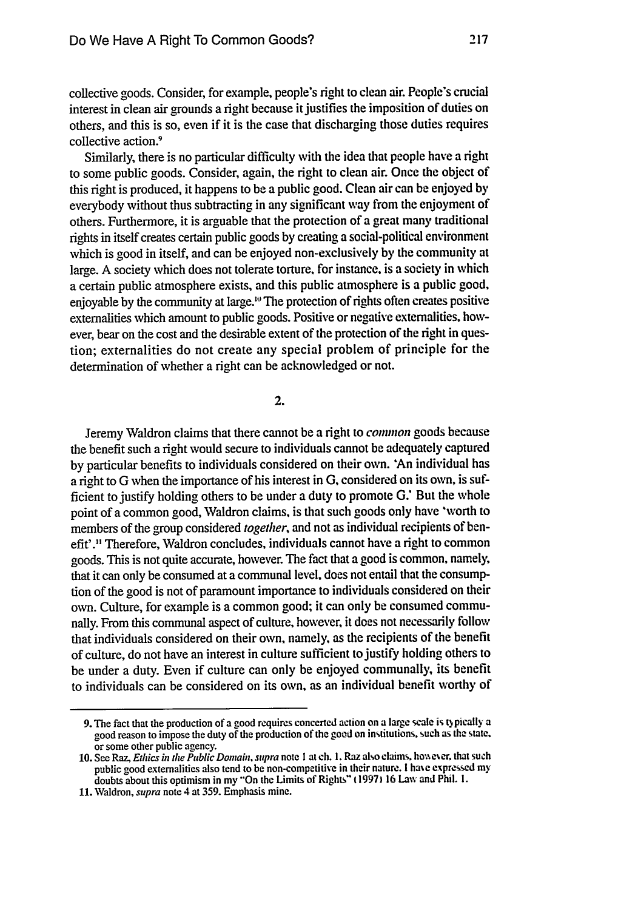collective goods. Consider, for example, people's right to clean air. People's crucial interest in clean air grounds a right because it justifies the imposition of duties on others, and this is so, even if it is the case that discharging those duties requires collective action.[9]

Similarly, there is no particular difficulty with the idea that people have a right to some public goods. Consider, again, the right to clean air. Once the object of this right is produced, it happens to be a public good. Clean air can be enjoyed by everybody without thus subtracting in any significant way from the enjoyment of others. Furthermore, it is arguable that the protection of a great many traditional rights in itself creates certain public goods by creating a social-political environment which is good in itself, and can be enjoyed non-exclusively by the community at large. A society which does not tolerate torture, for instance, is a society in which a certain public atmosphere exists, and this public atmosphere is a public good, enjoyable by the community at large.[10] The protection of rights often creates positive externalities which amount to public goods. Positive or negative externalities, however, bear on the cost and the desirable extent of the protection of the right in question; externalities do not create any special problem of principle for the determination of whether a right can be acknowledged or not.

## 2.

Jeremy Waldron claims that there cannot be a right to *common* goods because the benefit such a right would secure to individuals cannot be adequately captured by particular benefits to individuals considered on their own. 'An individual has a right to G when the importance of his interest in G, considered on its own, is sufficient to justify holding others to be under a duty to promote G.' But the whole point of a common good, Waldron claims, is that such goods only have 'worth to members of the group considered *together*, and not as individual recipients of benefit'.[11] Therefore, Waldron concludes, individuals cannot have a right to common goods. This is not quite accurate, however. The fact that a good is common, namely, that it can only be consumed at a communal level, does not entail that the consumption of the good is not of paramount importance to individuals considered on their own. Culture, for example is a common good; it can only be consumed communally. From this communal aspect of culture, however, it does not necessarily follow that individuals considered on their own, namely, as the recipients of the benefit of culture, do not have an interest in culture sufficient to justify holding others to be under a duty. Even if culture can only be enjoyed communally, its benefit to individuals can be considered on its own, as an individual benefit worthy of

---

9. The fact that the production of a good requires concerted action on a large scale is typically a good reason to impose the duty of the production of the good on institutions, such as the state, or some other public agency.

10. See Raz, *Ethics in the Public Domain*, *supra* note 1 at ch. 1. Raz also claims, however, that such public good externalities also tend to be non-competitive in their nature. I have expressed my doubts about this optimism in my "On the Limits of Rights" (1997) 16 Law and Phil. 1.

11. Waldron, *supra* note 4 at 359. Emphasis mine.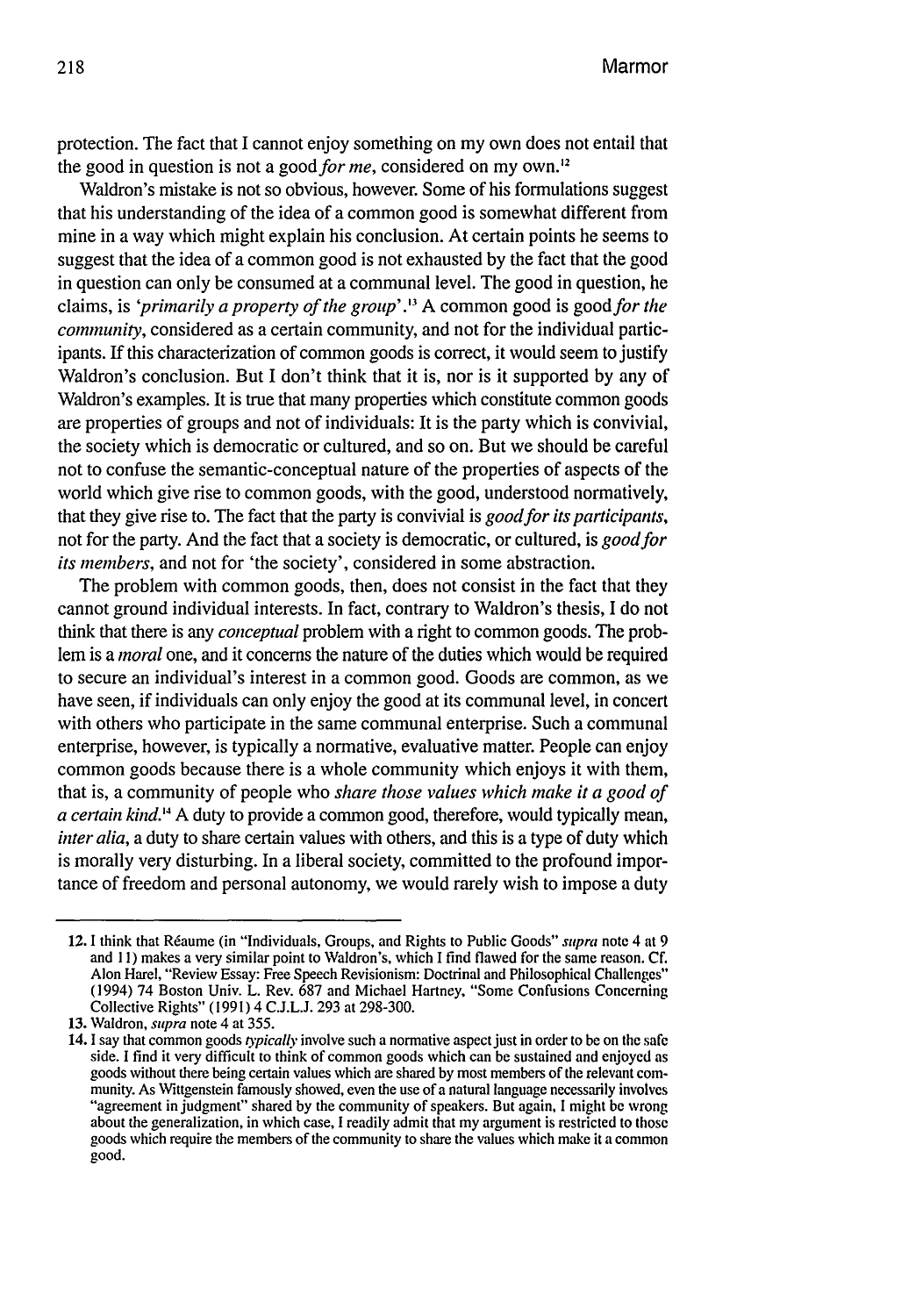protection. The fact that I cannot enjoy something on my own does not entail that the good in question is not a good *for me*, considered on my own.[12]

Waldron's mistake is not so obvious, however. Some of his formulations suggest that his understanding of the idea of a common good is somewhat different from mine in a way which might explain his conclusion. At certain points he seems to suggest that the idea of a common good is not exhausted by the fact that the good in question can only be consumed at a communal level. The good in question, he claims, is '*primarily a property of the group*'.[13] A common good is good *for the community*, considered as a certain community, and not for the individual participants. If this characterization of common goods is correct, it would seem to justify Waldron's conclusion. But I don't think that it is, nor is it supported by any of Waldron's examples. It is true that many properties which constitute common goods are properties of groups and not of individuals: It is the party which is convivial, the society which is democratic or cultured, and so on. But we should be careful not to confuse the semantic-conceptual nature of the properties of aspects of the world which give rise to common goods, with the good, understood normatively, that they give rise to. The fact that the party is convivial is *good for its participants*, not for the party. And the fact that a society is democratic, or cultured, is *good for its members*, and not for 'the society', considered in some abstraction.

The problem with common goods, then, does not consist in the fact that they cannot ground individual interests. In fact, contrary to Waldron's thesis, I do not think that there is any *conceptual* problem with a right to common goods. The problem is a *moral* one, and it concerns the nature of the duties which would be required to secure an individual's interest in a common good. Goods are common, as we have seen, if individuals can only enjoy the good at its communal level, in concert with others who participate in the same communal enterprise. Such a communal enterprise, however, is typically a normative, evaluative matter. People can enjoy common goods because there is a whole community which enjoys it with them, that is, a community of people who *share those values which make it a good of a certain kind*.[14] A duty to provide a common good, therefore, would typically mean, *inter alia*, a duty to share certain values with others, and this is a type of duty which is morally very disturbing. In a liberal society, committed to the profound importance of freedom and personal autonomy, we would rarely wish to impose a duty

---

12. I think that Réaume (in "Individuals, Groups, and Rights to Public Goods" *supra* note 4 at 9 and 11) makes a very similar point to Waldron's, which I find flawed for the same reason. Cf. Alon Harel, "Review Essay: Free Speech Revisionism: Doctrinal and Philosophical Challenges" (1994) 74 Boston Univ. L. Rev. 687 and Michael Hartney, "Some Confusions Concerning Collective Rights" (1991) 4 C.J.L.J. 293 at 298-300.

13. Waldron, *supra* note 4 at 355.

14. I say that common goods *typically* involve such a normative aspect just in order to be on the safe side. I find it very difficult to think of common goods which can be sustained and enjoyed as goods without there being certain values which are shared by most members of the relevant community. As Wittgenstein famously showed, even the use of a natural language necessarily involves "agreement in judgment" shared by the community of speakers. But again, I might be wrong about the generalization, in which case, I readily admit that my argument is restricted to those goods which require the members of the community to share the values which make it a common good.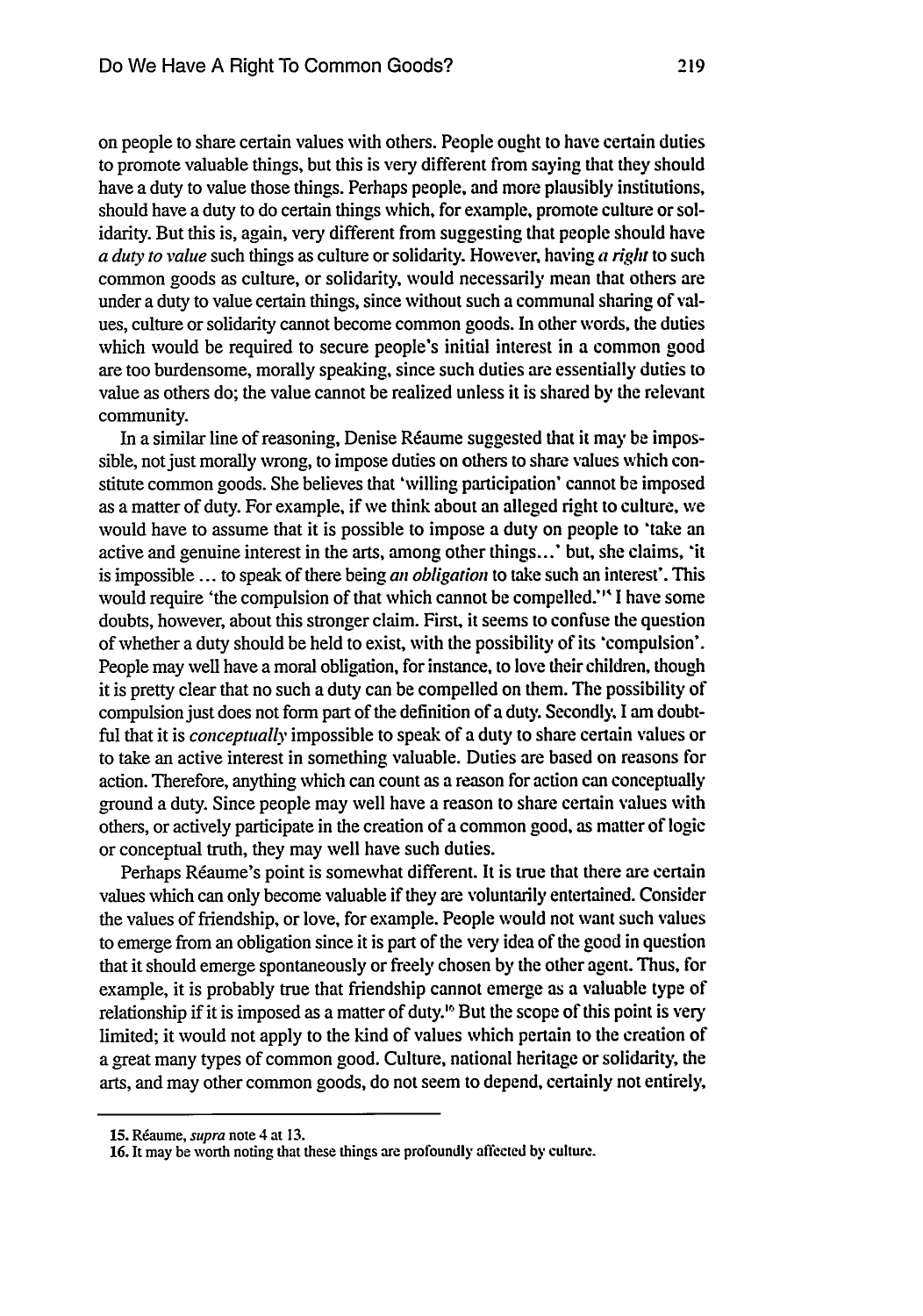on people to share certain values with others. People ought to have certain duties to promote valuable things, but this is very different from saying that they should have a duty to value those things. Perhaps people, and more plausibly institutions, should have a duty to do certain things which, for example, promote culture or solidarity. But this is, again, very different from suggesting that people should have *a duty to value* such things as culture or solidarity. However, having *a right* to such common goods as culture, or solidarity, would necessarily mean that others are under a duty to value certain things, since without such a communal sharing of values, culture or solidarity cannot become common goods. In other words, the duties which would be required to secure people's initial interest in a common good are too burdensome, morally speaking, since such duties are essentially duties to value as others do; the value cannot be realized unless it is shared by the relevant community.

In a similar line of reasoning, Denise Réaume suggested that it may be impossible, not just morally wrong, to impose duties on others to share values which constitute common goods. She believes that 'willing participation' cannot be imposed as a matter of duty. For example, if we think about an alleged right to culture, we would have to assume that it is possible to impose a duty on people to 'take an active and genuine interest in the arts, among other things…' but, she claims, 'it is impossible … to speak of there being *an obligation* to take such an interest'. This would require 'the compulsion of that which cannot be compelled.'[15] I have some doubts, however, about this stronger claim. First, it seems to confuse the question of whether a duty should be held to exist, with the possibility of its 'compulsion'. People may well have a moral obligation, for instance, to love their children, though it is pretty clear that no such a duty can be compelled on them. The possibility of compulsion just does not form part of the definition of a duty. Secondly, I am doubtful that it is *conceptually* impossible to speak of a duty to share certain values or to take an active interest in something valuable. Duties are based on reasons for action. Therefore, anything which can count as a reason for action can conceptually ground a duty. Since people may well have a reason to share certain values with others, or actively participate in the creation of a common good, as matter of logic or conceptual truth, they may well have such duties.

Perhaps Réaume's point is somewhat different. It is true that there are certain values which can only become valuable if they are voluntarily entertained. Consider the values of friendship, or love, for example. People would not want such values to emerge from an obligation since it is part of the very idea of the good in question that it should emerge spontaneously or freely chosen by the other agent. Thus, for example, it is probably true that friendship cannot emerge as a valuable type of relationship if it is imposed as a matter of duty.[16] But the scope of this point is very limited; it would not apply to the kind of values which pertain to the creation of a great many types of common good. Culture, national heritage or solidarity, the arts, and may other common goods, do not seem to depend, certainly not entirely,

15. Réaume, *supra* note 4 at 13.

16. It may be worth noting that these things are profoundly affected by culture.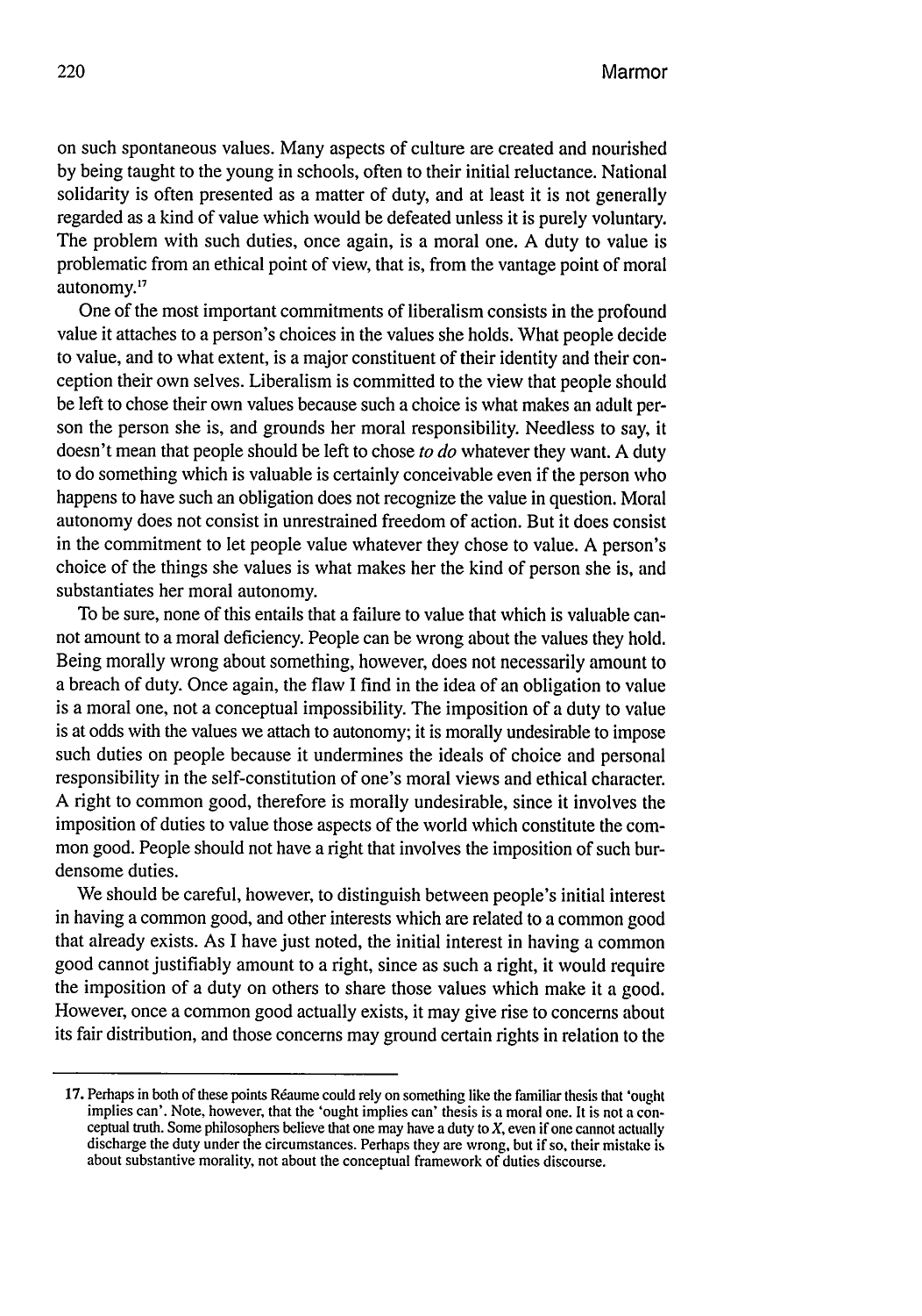on such spontaneous values. Many aspects of culture are created and nourished by being taught to the young in schools, often to their initial reluctance. National solidarity is often presented as a matter of duty, and at least it is not generally regarded as a kind of value which would be defeated unless it is purely voluntary. The problem with such duties, once again, is a moral one. A duty to value is problematic from an ethical point of view, that is, from the vantage point of moral autonomy.[17]

One of the most important commitments of liberalism consists in the profound value it attaches to a person's choices in the values she holds. What people decide to value, and to what extent, is a major constituent of their identity and their conception their own selves. Liberalism is committed to the view that people should be left to chose their own values because such a choice is what makes an adult person the person she is, and grounds her moral responsibility. Needless to say, it doesn't mean that people should be left to chose *to do* whatever they want. A duty to do something which is valuable is certainly conceivable even if the person who happens to have such an obligation does not recognize the value in question. Moral autonomy does not consist in unrestrained freedom of action. But it does consist in the commitment to let people value whatever they chose to value. A person's choice of the things she values is what makes her the kind of person she is, and substantiates her moral autonomy.

To be sure, none of this entails that a failure to value that which is valuable cannot amount to a moral deficiency. People can be wrong about the values they hold. Being morally wrong about something, however, does not necessarily amount to a breach of duty. Once again, the flaw I find in the idea of an obligation to value is a moral one, not a conceptual impossibility. The imposition of a duty to value is at odds with the values we attach to autonomy; it is morally undesirable to impose such duties on people because it undermines the ideals of choice and personal responsibility in the self-constitution of one's moral views and ethical character. A right to common good, therefore is morally undesirable, since it involves the imposition of duties to value those aspects of the world which constitute the common good. People should not have a right that involves the imposition of such burdensome duties.

We should be careful, however, to distinguish between people's initial interest in having a common good, and other interests which are related to a common good that already exists. As I have just noted, the initial interest in having a common good cannot justifiably amount to a right, since as such a right, it would require the imposition of a duty on others to share those values which make it a good. However, once a common good actually exists, it may give rise to concerns about its fair distribution, and those concerns may ground certain rights in relation to the

---

17. Perhaps in both of these points Réaume could rely on something like the familiar thesis that 'ought implies can'. Note, however, that the 'ought implies can' thesis is a moral one. It is not a conceptual truth. Some philosophers believe that one may have a duty to $X$, even if one cannot actually discharge the duty under the circumstances. Perhaps they are wrong, but if so, their mistake is about substantive morality, not about the conceptual framework of duties discourse.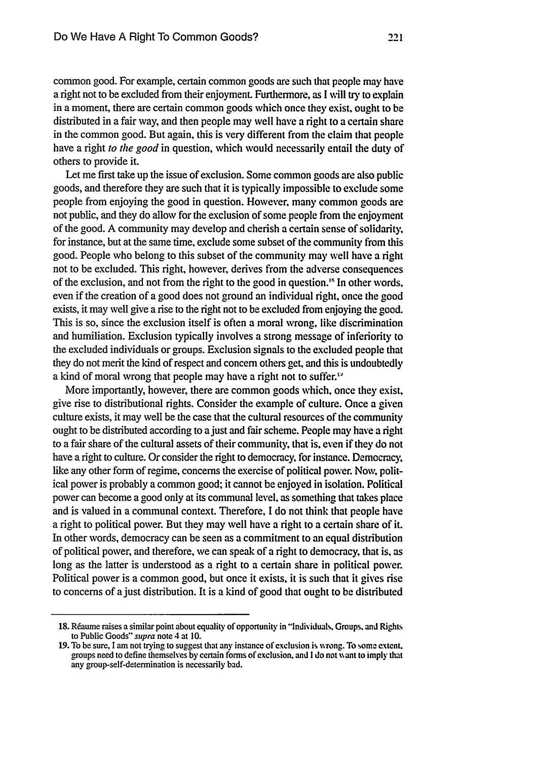common good. For example, certain common goods are such that people may have a right not to be excluded from their enjoyment. Furthermore, as I will try to explain in a moment, there are certain common goods which once they exist, ought to be distributed in a fair way, and then people may well have a right to a certain share in the common good. But again, this is very different from the claim that people have a right *to the good* in question, which would necessarily entail the duty of others to provide it.

Let me first take up the issue of exclusion. Some common goods are also public goods, and therefore they are such that it is typically impossible to exclude some people from enjoying the good in question. However, many common goods are not public, and they do allow for the exclusion of some people from the enjoyment of the good. A community may develop and cherish a certain sense of solidarity, for instance, but at the same time, exclude some subset of the community from this good. People who belong to this subset of the community may well have a right not to be excluded. This right, however, derives from the adverse consequences of the exclusion, and not from the right to the good in question.[18] In other words, even if the creation of a good does not ground an individual right, once the good exists, it may well give a rise to the right not to be excluded from enjoying the good. This is so, since the exclusion itself is often a moral wrong, like discrimination and humiliation. Exclusion typically involves a strong message of inferiority to the excluded individuals or groups. Exclusion signals to the excluded people that they do not merit the kind of respect and concern others get, and this is undoubtedly a kind of moral wrong that people may have a right not to suffer.[19]

More importantly, however, there are common goods which, once they exist, give rise to distributional rights. Consider the example of culture. Once a given culture exists, it may well be the case that the cultural resources of the community ought to be distributed according to a just and fair scheme. People may have a right to a fair share of the cultural assets of their community, that is, even if they do not have a right to culture. Or consider the right to democracy, for instance. Democracy, like any other form of regime, concerns the exercise of political power. Now, political power is probably a common good; it cannot be enjoyed in isolation. Political power can become a good only at its communal level, as something that takes place and is valued in a communal context. Therefore, I do not think that people have a right to political power. But they may well have a right to a certain share of it. In other words, democracy can be seen as a commitment to an equal distribution of political power, and therefore, we can speak of a right to democracy, that is, as long as the latter is understood as a right to a certain share in political power. Political power is a common good, but once it exists, it is such that it gives rise to concerns of a just distribution. It is a kind of good that ought to be distributed

18. Réaume raises a similar point about equality of opportunity in "Individuals, Groups, and Rights to Public Goods" *supra* note 4 at 10.

19. To be sure, I am not trying to suggest that any instance of exclusion is wrong. To some extent, groups need to define themselves by certain forms of exclusion, and I do not want to imply that any group-self-determination is necessarily bad.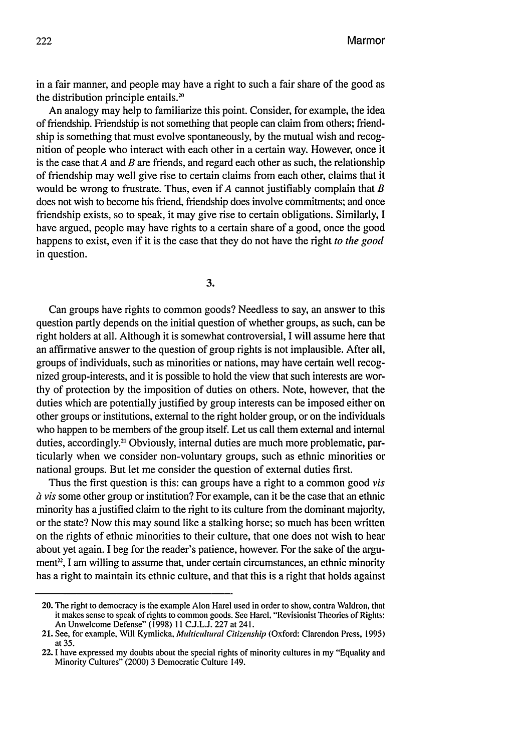in a fair manner, and people may have a right to such a fair share of the good as the distribution principle entails.[20]

An analogy may help to familiarize this point. Consider, for example, the idea of friendship. Friendship is not something that people can claim from others; friendship is something that must evolve spontaneously, by the mutual wish and recognition of people who interact with each other in a certain way. However, once it is the case that *A* and *B* are friends, and regard each other as such, the relationship of friendship may well give rise to certain claims from each other, claims that it would be wrong to frustrate. Thus, even if *A* cannot justifiably complain that *B* does not wish to become his friend, friendship does involve commitments; and once friendship exists, so to speak, it may give rise to certain obligations. Similarly, I have argued, people may have rights to a certain share of a good, once the good happens to exist, even if it is the case that they do not have the right *to the good* in question.

## 3.

Can groups have rights to common goods? Needless to say, an answer to this question partly depends on the initial question of whether groups, as such, can be right holders at all. Although it is somewhat controversial, I will assume here that an affirmative answer to the question of group rights is not implausible. After all, groups of individuals, such as minorities or nations, may have certain well recognized group-interests, and it is possible to hold the view that such interests are worthy of protection by the imposition of duties on others. Note, however, that the duties which are potentially justified by group interests can be imposed either on other groups or institutions, external to the right holder group, or on the individuals who happen to be members of the group itself. Let us call them external and internal duties, accordingly.[21] Obviously, internal duties are much more problematic, particularly when we consider non-voluntary groups, such as ethnic minorities or national groups. But let me consider the question of external duties first.

Thus the first question is this: can groups have a right to a common good *vis à vis* some other group or institution? For example, can it be the case that an ethnic minority has a justified claim to the right to its culture from the dominant majority, or the state? Now this may sound like a stalking horse; so much has been written on the rights of ethnic minorities to their culture, that one does not wish to hear about yet again. I beg for the reader's patience, however. For the sake of the argument[22], I am willing to assume that, under certain circumstances, an ethnic minority has a right to maintain its ethnic culture, and that this is a right that holds against

20. The right to democracy is the example Alon Harel used in order to show, contra Waldron, that it makes sense to speak of rights to common goods. See Harel, "Revisionist Theories of Rights: An Unwelcome Defense" (1998) 11 C.J.L.J. 227 at 241.

21. See, for example, Will Kymlicka, *Multicultural Citizenship* (Oxford: Clarendon Press, 1995) at 35.

22. I have expressed my doubts about the special rights of minority cultures in my "Equality and Minority Cultures" (2000) 3 Democratic Culture 149.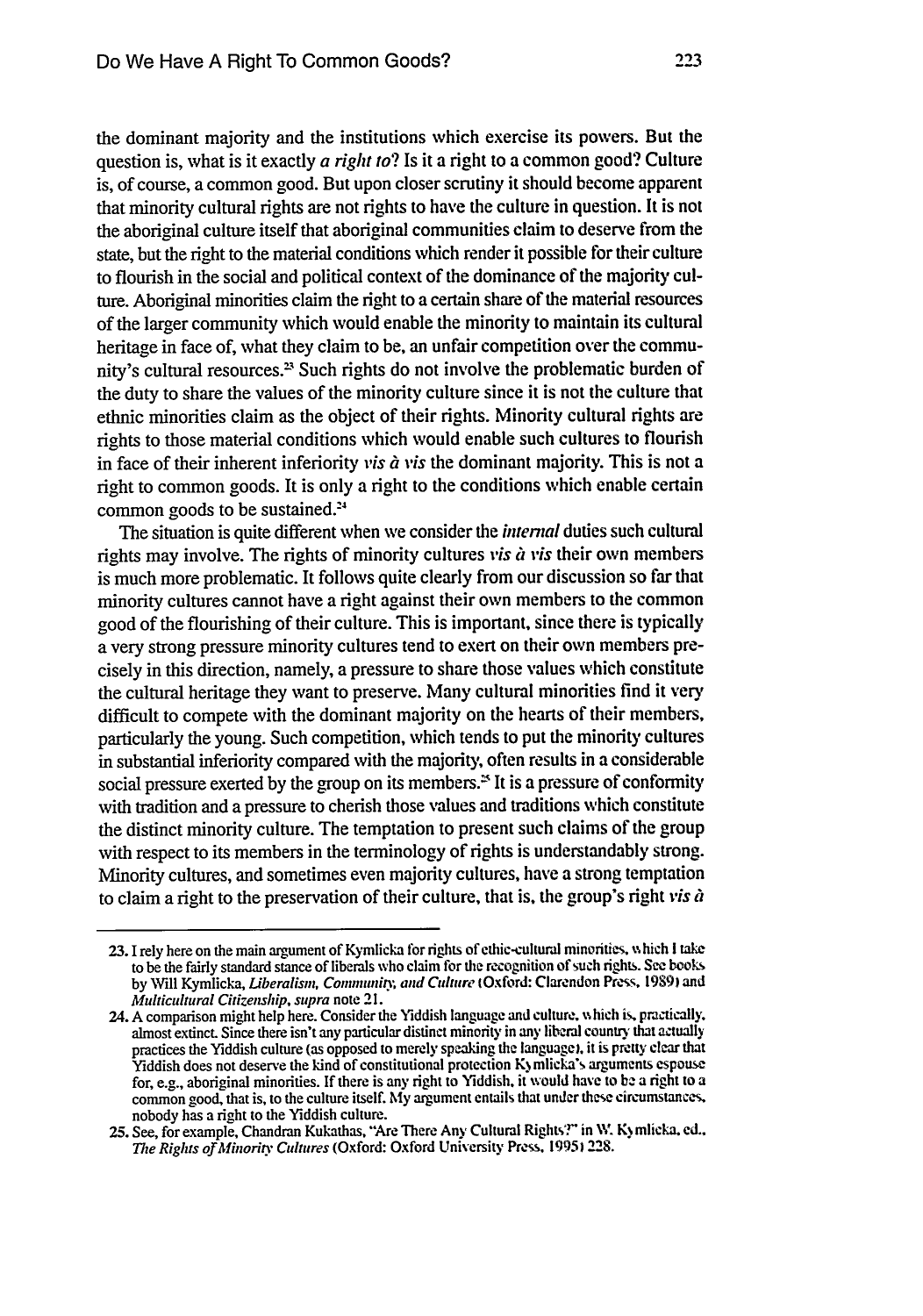the dominant majority and the institutions which exercise its powers. But the question is, what is it exactly *a right to*? Is it a right to a common good? Culture is, of course, a common good. But upon closer scrutiny it should become apparent that minority cultural rights are not rights to have the culture in question. It is not the aboriginal culture itself that aboriginal communities claim to deserve from the state, but the right to the material conditions which render it possible for their culture to flourish in the social and political context of the dominance of the majority culture. Aboriginal minorities claim the right to a certain share of the material resources of the larger community which would enable the minority to maintain its cultural heritage in face of, what they claim to be, an unfair competition over the community's cultural resources.[23] Such rights do not involve the problematic burden of the duty to share the values of the minority culture since it is not the culture that ethnic minorities claim as the object of their rights. Minority cultural rights are rights to those material conditions which would enable such cultures to flourish in face of their inherent inferiority *vis à vis* the dominant majority. This is not a right to common goods. It is only a right to the conditions which enable certain common goods to be sustained.[24]

The situation is quite different when we consider the *internal* duties such cultural rights may involve. The rights of minority cultures *vis à vis* their own members is much more problematic. It follows quite clearly from our discussion so far that minority cultures cannot have a right against their own members to the common good of the flourishing of their culture. This is important, since there is typically a very strong pressure minority cultures tend to exert on their own members precisely in this direction, namely, a pressure to share those values which constitute the cultural heritage they want to preserve. Many cultural minorities find it very difficult to compete with the dominant majority on the hearts of their members, particularly the young. Such competition, which tends to put the minority cultures in substantial inferiority compared with the majority, often results in a considerable social pressure exerted by the group on its members.[25] It is a pressure of conformity with tradition and a pressure to cherish those values and traditions which constitute the distinct minority culture. The temptation to present such claims of the group with respect to its members in the terminology of rights is understandably strong. Minority cultures, and sometimes even majority cultures, have a strong temptation to claim a right to the preservation of their culture, that is, the group's right *vis à*

---

23. I rely here on the main argument of Kymlicka for rights of ethic-cultural minorities, which I take to be the fairly standard stance of liberals who claim for the recognition of such rights. See books by Will Kymlicka, *Liberalism, Community, and Culture* (Oxford: Clarendon Press, 1989) and *Multicultural Citizenship*, *supra* note 21.

24. A comparison might help here. Consider the Yiddish language and culture, which is, practically, almost extinct. Since there isn't any particular distinct minority in any liberal country that actually practices the Yiddish culture (as opposed to merely speaking the language), it is pretty clear that Yiddish does not deserve the kind of constitutional protection Kymlicka's arguments espouse for, e.g., aboriginal minorities. If there is any right to Yiddish, it would have to be a right to a common good, that is, to the culture itself. My argument entails that under these circumstances, nobody has a right to the Yiddish culture.

25. See, for example, Chandran Kukathas, "Are There Any Cultural Rights?" in W. Kymlicka, ed., *The Rights of Minority Cultures* (Oxford: Oxford University Press, 1995) 228.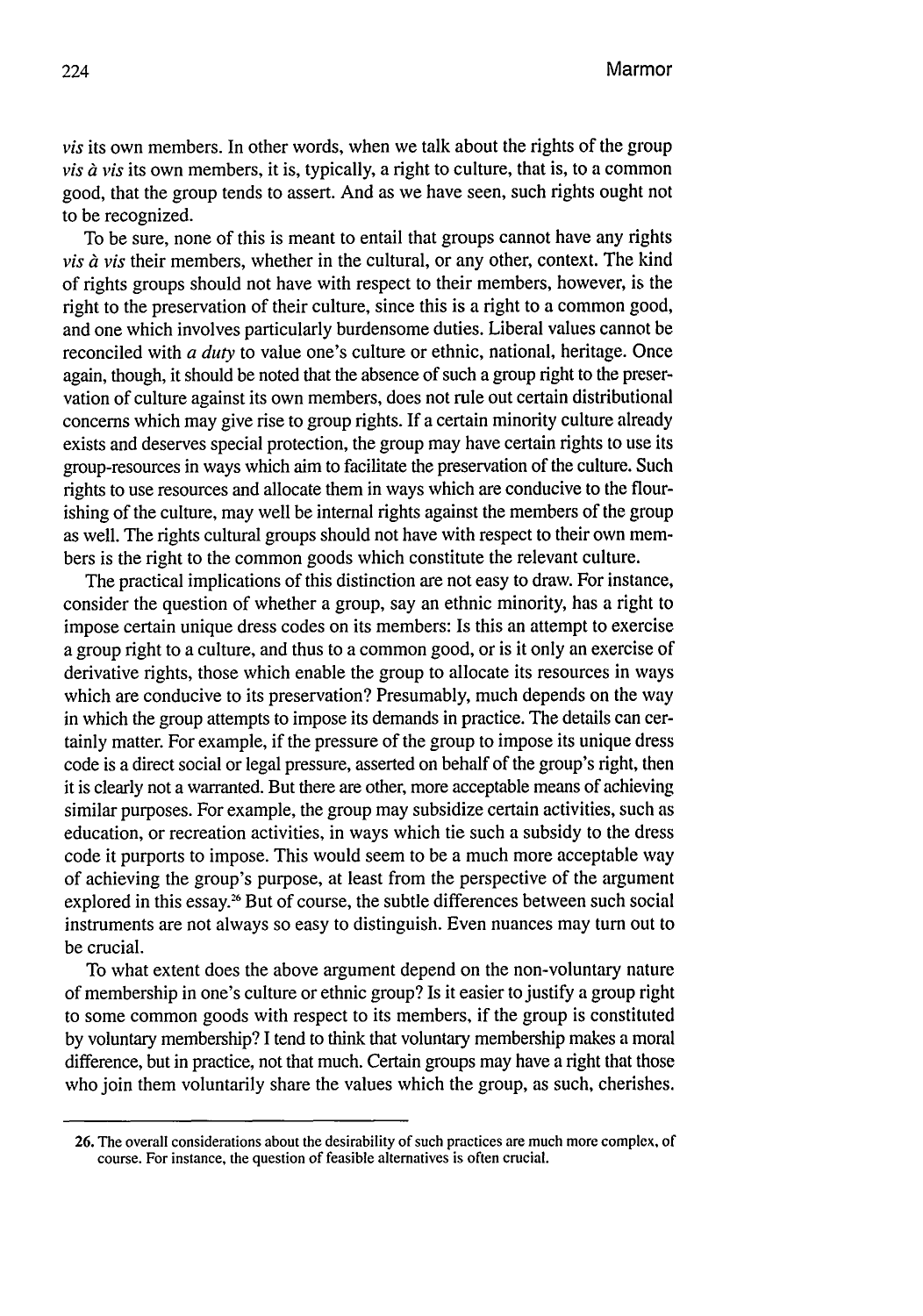*vis* its own members. In other words, when we talk about the rights of the group *vis à vis* its own members, it is, typically, a right to culture, that is, to a common good, that the group tends to assert. And as we have seen, such rights ought not to be recognized.

To be sure, none of this is meant to entail that groups cannot have any rights *vis à vis* their members, whether in the cultural, or any other, context. The kind of rights groups should not have with respect to their members, however, is the right to the preservation of their culture, since this is a right to a common good, and one which involves particularly burdensome duties. Liberal values cannot be reconciled with *a duty* to value one's culture or ethnic, national, heritage. Once again, though, it should be noted that the absence of such a group right to the preservation of culture against its own members, does not rule out certain distributional concerns which may give rise to group rights. If a certain minority culture already exists and deserves special protection, the group may have certain rights to use its group-resources in ways which aim to facilitate the preservation of the culture. Such rights to use resources and allocate them in ways which are conducive to the flourishing of the culture, may well be internal rights against the members of the group as well. The rights cultural groups should not have with respect to their own members is the right to the common goods which constitute the relevant culture.

The practical implications of this distinction are not easy to draw. For instance, consider the question of whether a group, say an ethnic minority, has a right to impose certain unique dress codes on its members: Is this an attempt to exercise a group right to a culture, and thus to a common good, or is it only an exercise of derivative rights, those which enable the group to allocate its resources in ways which are conducive to its preservation? Presumably, much depends on the way in which the group attempts to impose its demands in practice. The details can certainly matter. For example, if the pressure of the group to impose its unique dress code is a direct social or legal pressure, asserted on behalf of the group's right, then it is clearly not a warranted. But there are other, more acceptable means of achieving similar purposes. For example, the group may subsidize certain activities, such as education, or recreation activities, in ways which tie such a subsidy to the dress code it purports to impose. This would seem to be a much more acceptable way of achieving the group's purpose, at least from the perspective of the argument explored in this essay.[26] But of course, the subtle differences between such social instruments are not always so easy to distinguish. Even nuances may turn out to be crucial.

To what extent does the above argument depend on the non-voluntary nature of membership in one's culture or ethnic group? Is it easier to justify a group right to some common goods with respect to its members, if the group is constituted by voluntary membership? I tend to think that voluntary membership makes a moral difference, but in practice, not that much. Certain groups may have a right that those who join them voluntarily share the values which the group, as such, cherishes.

---

26. The overall considerations about the desirability of such practices are much more complex, of course. For instance, the question of feasible alternatives is often crucial.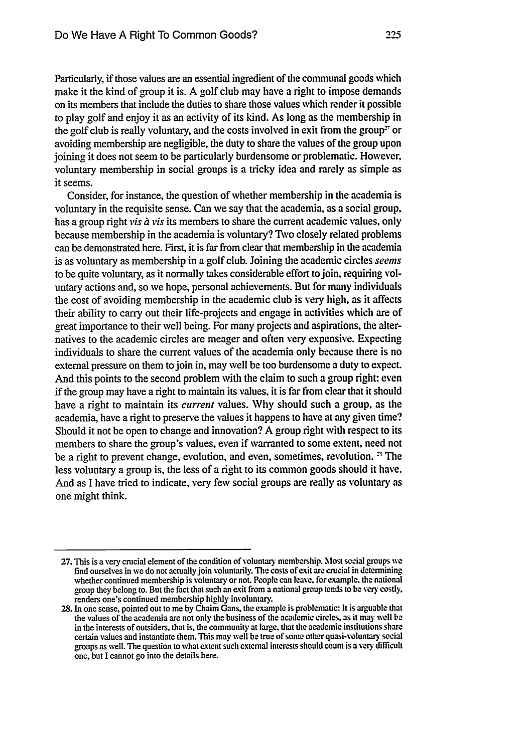Particularly, if those values are an essential ingredient of the communal goods which make it the kind of group it is. A golf club may have a right to impose demands on its members that include the duties to share those values which render it possible to play golf and enjoy it as an activity of its kind. As long as the membership in the golf club is really voluntary, and the costs involved in exit from the group[27] or avoiding membership are negligible, the duty to share the values of the group upon joining it does not seem to be particularly burdensome or problematic. However, voluntary membership in social groups is a tricky idea and rarely as simple as it seems.

Consider, for instance, the question of whether membership in the academia is voluntary in the requisite sense. Can we say that the academia, as a social group, has a group right *vis à vis* its members to share the current academic values, only because membership in the academia is voluntary? Two closely related problems can be demonstrated here. First, it is far from clear that membership in the academia is as voluntary as membership in a golf club. Joining the academic circles *seems* to be quite voluntary, as it normally takes considerable effort to join, requiring voluntary actions and, so we hope, personal achievements. But for many individuals the cost of avoiding membership in the academic club is very high, as it affects their ability to carry out their life-projects and engage in activities which are of great importance to their well being. For many projects and aspirations, the alternatives to the academic circles are meager and often very expensive. Expecting individuals to share the current values of the academia only because there is no external pressure on them to join in, may well be too burdensome a duty to expect. And this points to the second problem with the claim to such a group right: even if the group may have a right to maintain its values, it is far from clear that it should have a right to maintain its *current* values. Why should such a group, as the academia, have a right to preserve the values it happens to have at any given time? Should it not be open to change and innovation? A group right with respect to its members to share the group's values, even if warranted to some extent, need not be a right to prevent change, evolution, and even, sometimes, revolution.[28] The less voluntary a group is, the less of a right to its common goods should it have. And as I have tried to indicate, very few social groups are really as voluntary as one might think.

---

27. This is a very crucial element of the condition of voluntary membership. Most social groups we find ourselves in we do not actually join voluntarily. The costs of exit are crucial in determining whether continued membership is voluntary or not. People can leave, for example, the national group they belong to. But the fact that such an exit from a national group tends to be very costly, renders one's continued membership highly involuntary.

28. In one sense, pointed out to me by Chaim Gans, the example is problematic: It is arguable that the values of the academia are not only the business of the academic circles, as it may well be in the interests of outsiders, that is, the community at large, that the academic institutions share certain values and instantiate them. This may well be true of some other quasi-voluntary social groups as well. The question to what extent such external interests should count is a very difficult one, but I cannot go into the details here.